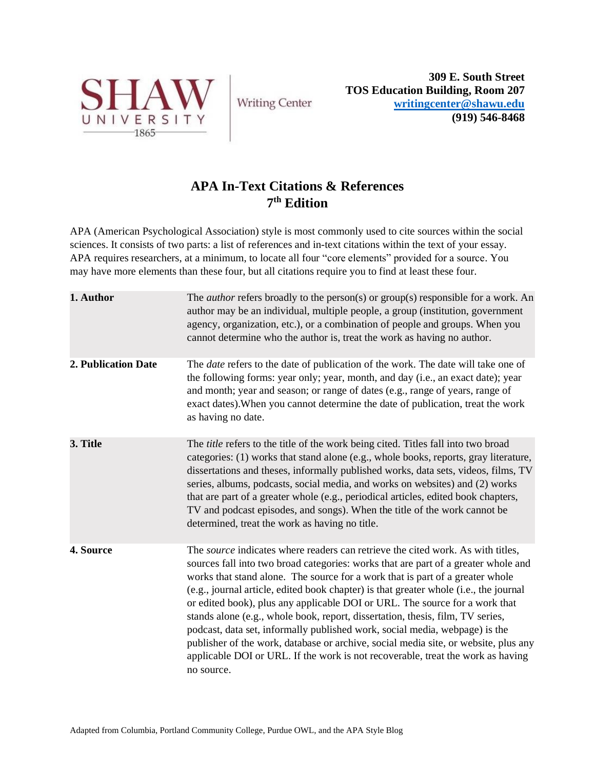SHAW UNIVERSITY 1865 | Writing Center

**309 E. South Street**
**TOS Education Building, Room 207**
**writingcenter@shawu.edu**
**(919) 546-8468**

# APA In-Text Citations & References 7th Edition

APA (American Psychological Association) style is most commonly used to cite sources within the social sciences. It consists of two parts: a list of references and in-text citations within the text of your essay. APA requires researchers, at a minimum, to locate all four "core elements" provided for a source. You may have more elements than these four, but all citations require you to find at least these four.

| | |
|---|---|
| **1. Author** | The *author* refers broadly to the person(s) or group(s) responsible for a work. An author may be an individual, multiple people, a group (institution, government agency, organization, etc.), or a combination of people and groups. When you cannot determine who the author is, treat the work as having no author. |
| **2. Publication Date** | The *date* refers to the date of publication of the work. The date will take one of the following forms: year only; year, month, and day (i.e., an exact date); year and month; year and season; or range of dates (e.g., range of years, range of exact dates).When you cannot determine the date of publication, treat the work as having no date. |
| **3. Title** | The *title* refers to the title of the work being cited. Titles fall into two broad categories: (1) works that stand alone (e.g., whole books, reports, gray literature, dissertations and theses, informally published works, data sets, videos, films, TV series, albums, podcasts, social media, and works on websites) and (2) works that are part of a greater whole (e.g., periodical articles, edited book chapters, TV and podcast episodes, and songs). When the title of the work cannot be determined, treat the work as having no title. |
| **4. Source** | The *source* indicates where readers can retrieve the cited work. As with titles, sources fall into two broad categories: works that are part of a greater whole and works that stand alone. The source for a work that is part of a greater whole (e.g., journal article, edited book chapter) is that greater whole (i.e., the journal or edited book), plus any applicable DOI or URL. The source for a work that stands alone (e.g., whole book, report, dissertation, thesis, film, TV series, podcast, data set, informally published work, social media, webpage) is the publisher of the work, database or archive, social media site, or website, plus any applicable DOI or URL. If the work is not recoverable, treat the work as having no source. |

Adapted from Columbia, Portland Community College, Purdue OWL, and the APA Style Blog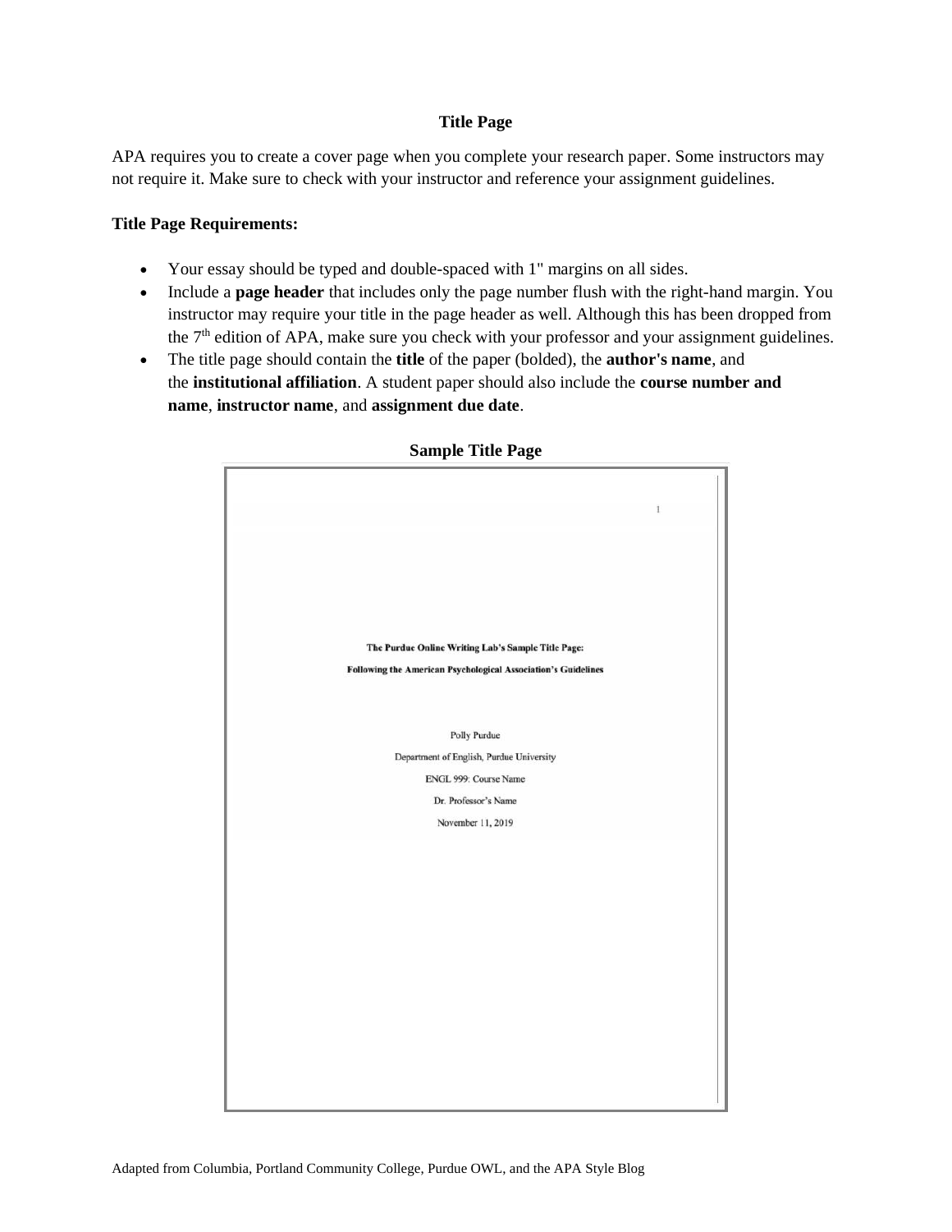## Title Page

APA requires you to create a cover page when you complete your research paper. Some instructors may not require it. Make sure to check with your instructor and reference your assignment guidelines.

**Title Page Requirements:**

- Your essay should be typed and double-spaced with 1" margins on all sides.
- Include a **page header** that includes only the page number flush with the right-hand margin. You instructor may require your title in the page header as well. Although this has been dropped from the 7th edition of APA, make sure you check with your professor and your assignment guidelines.
- The title page should contain the **title** of the paper (bolded), the **author's name**, and the **institutional affiliation**. A student paper should also include the **course number and name**, **instructor name**, and **assignment due date**.

**Sample Title Page**

1

**The Purdue Online Writing Lab's Sample Title Page:**

**Following the American Psychological Association's Guidelines**

Polly Purdue

Department of English, Purdue University

ENGL 999: Course Name

Dr. Professor's Name

November 11, 2019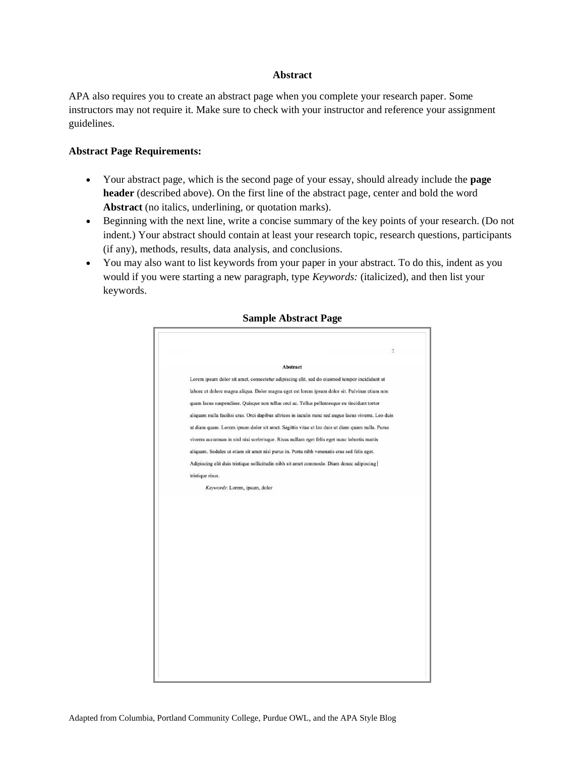## Abstract

APA also requires you to create an abstract page when you complete your research paper. Some instructors may not require it. Make sure to check with your instructor and reference your assignment guidelines.

**Abstract Page Requirements:**

- Your abstract page, which is the second page of your essay, should already include the **page header** (described above). On the first line of the abstract page, center and bold the word **Abstract** (no italics, underlining, or quotation marks).
- Beginning with the next line, write a concise summary of the key points of your research. (Do not indent.) Your abstract should contain at least your research topic, research questions, participants (if any), methods, results, data analysis, and conclusions.
- You may also want to list keywords from your paper in your abstract. To do this, indent as you would if you were starting a new paragraph, type *Keywords:* (italicized), and then list your keywords.

**Sample Abstract Page**

**Abstract**

Lorem ipsum dolor sit amet, consectetur adipiscing elit, sed do eiusmod tempor incididunt ut labore et dolore magna aliqua. Dolor magna eget est lorem ipsum dolor sit. Pulvinar etiam non quam lacus suspendisse. Quisque non tellus orci ac. Tellus pellentesque eu tincidunt tortor aliquam nulla facilisi cras. Orci dapibus ultrices in iaculis nunc sed augue lacus viverra. Leo duis ut diam quam. Lorem ipsum dolor sit amet. Sagittis vitae et leo duis ut diam quam nulla. Purus viverra accumsan in nisl nisi scelerisque. Risus nullam eget felis eget nunc lobortis mattis aliquam. Sodales ut etiam sit amet nisl purus in. Porta nibh venenatis cras sed felis eget. Adipiscing elit duis tristique sollicitudin nibh sit amet commodo. Diam donec adipiscing tristique risus.

*Keywords*: Lorem, ipsum, dolor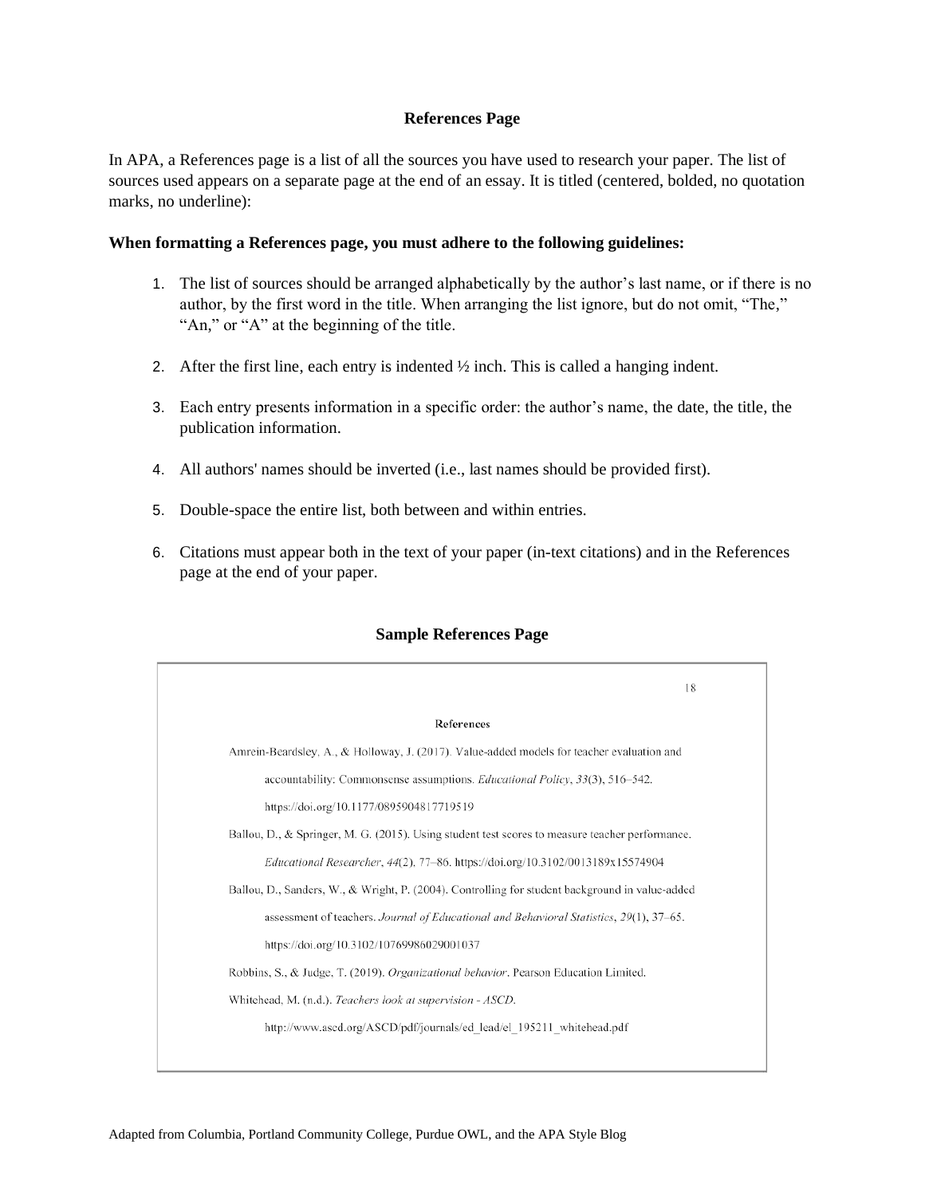## References Page

In APA, a References page is a list of all the sources you have used to research your paper. The list of sources used appears on a separate page at the end of an essay. It is titled (centered, bolded, no quotation marks, no underline):

**When formatting a References page, you must adhere to the following guidelines:**

1. The list of sources should be arranged alphabetically by the author's last name, or if there is no author, by the first word in the title. When arranging the list ignore, but do not omit, "The," "An," or "A" at the beginning of the title.

2. After the first line, each entry is indented ½ inch. This is called a hanging indent.

3. Each entry presents information in a specific order: the author's name, the date, the title, the publication information.

4. All authors' names should be inverted (i.e., last names should be provided first).

5. Double-space the entire list, both between and within entries.

6. Citations must appear both in the text of your paper (in-text citations) and in the References page at the end of your paper.

### Sample References Page

18

**References**

Amrein-Beardsley, A., & Holloway, J. (2017). Value-added models for teacher evaluation and accountability: Commonsense assumptions. *Educational Policy*, *33*(3), 516–542. https://doi.org/10.1177/0895904817719519

Ballou, D., & Springer, M. G. (2015). Using student test scores to measure teacher performance. *Educational Researcher*, *44*(2), 77–86. https://doi.org/10.3102/0013189x15574904

Ballou, D., Sanders, W., & Wright, P. (2004). Controlling for student background in value-added assessment of teachers. *Journal of Educational and Behavioral Statistics*, *29*(1), 37–65. https://doi.org/10.3102/10769986029001037

Robbins, S., & Judge, T. (2019). *Organizational behavior*. Pearson Education Limited.

Whitehead, M. (n.d.). *Teachers look at supervision - ASCD*. http://www.ascd.org/ASCD/pdf/journals/ed_lead/el_195211_whitehead.pdf

Adapted from Columbia, Portland Community College, Purdue OWL, and the APA Style Blog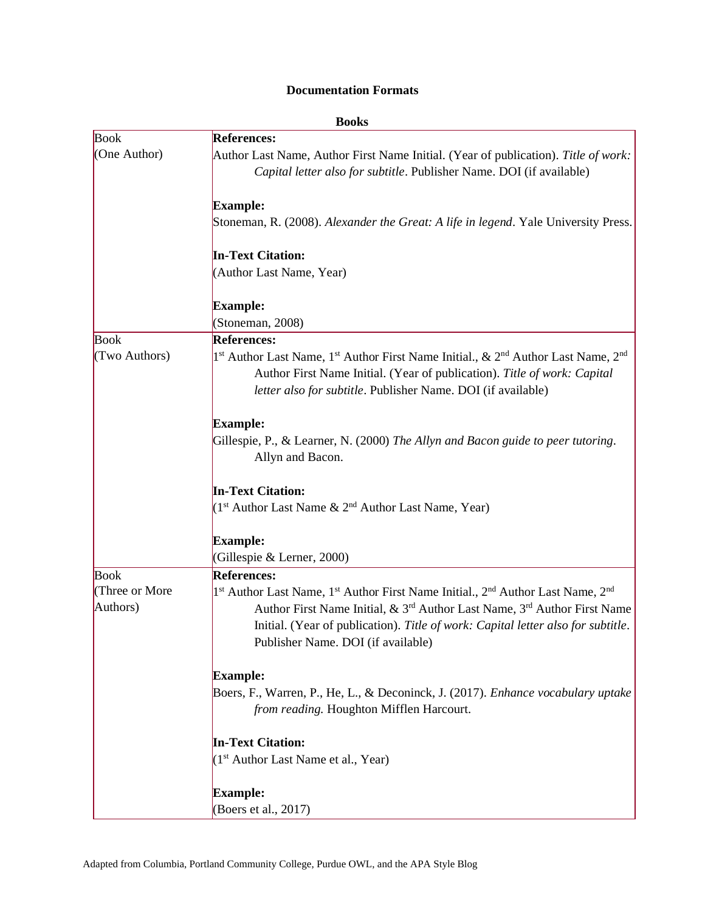**Documentation Formats**

**Books**

| | |
|---|---|
| Book (One Author) | **References:**<br>Author Last Name, Author First Name Initial. (Year of publication). *Title of work: Capital letter also for subtitle*. Publisher Name. DOI (if available)<br><br>**Example:**<br>Stoneman, R. (2008). *Alexander the Great: A life in legend*. Yale University Press.<br><br>**In-Text Citation:**<br>(Author Last Name, Year)<br><br>**Example:**<br>(Stoneman, 2008) |
| Book (Two Authors) | **References:**<br>1st Author Last Name, 1st Author First Name Initial., & 2nd Author Last Name, 2nd Author First Name Initial. (Year of publication). *Title of work: Capital letter also for subtitle*. Publisher Name. DOI (if available)<br><br>**Example:**<br>Gillespie, P., & Learner, N. (2000) *The Allyn and Bacon guide to peer tutoring*. Allyn and Bacon.<br><br>**In-Text Citation:**<br>(1st Author Last Name & 2nd Author Last Name, Year)<br><br>**Example:**<br>(Gillespie & Lerner, 2000) |
| Book (Three or More Authors) | **References:**<br>1st Author Last Name, 1st Author First Name Initial., 2nd Author Last Name, 2nd Author First Name Initial, & 3rd Author Last Name, 3rd Author First Name Initial. (Year of publication). *Title of work: Capital letter also for subtitle*. Publisher Name. DOI (if available)<br><br>**Example:**<br>Boers, F., Warren, P., He, L., & Deconinck, J. (2017). *Enhance vocabulary uptake from reading.* Houghton Mifflen Harcourt.<br><br>**In-Text Citation:**<br>(1st Author Last Name et al., Year)<br><br>**Example:**<br>(Boers et al., 2017) |

Adapted from Columbia, Portland Community College, Purdue OWL, and the APA Style Blog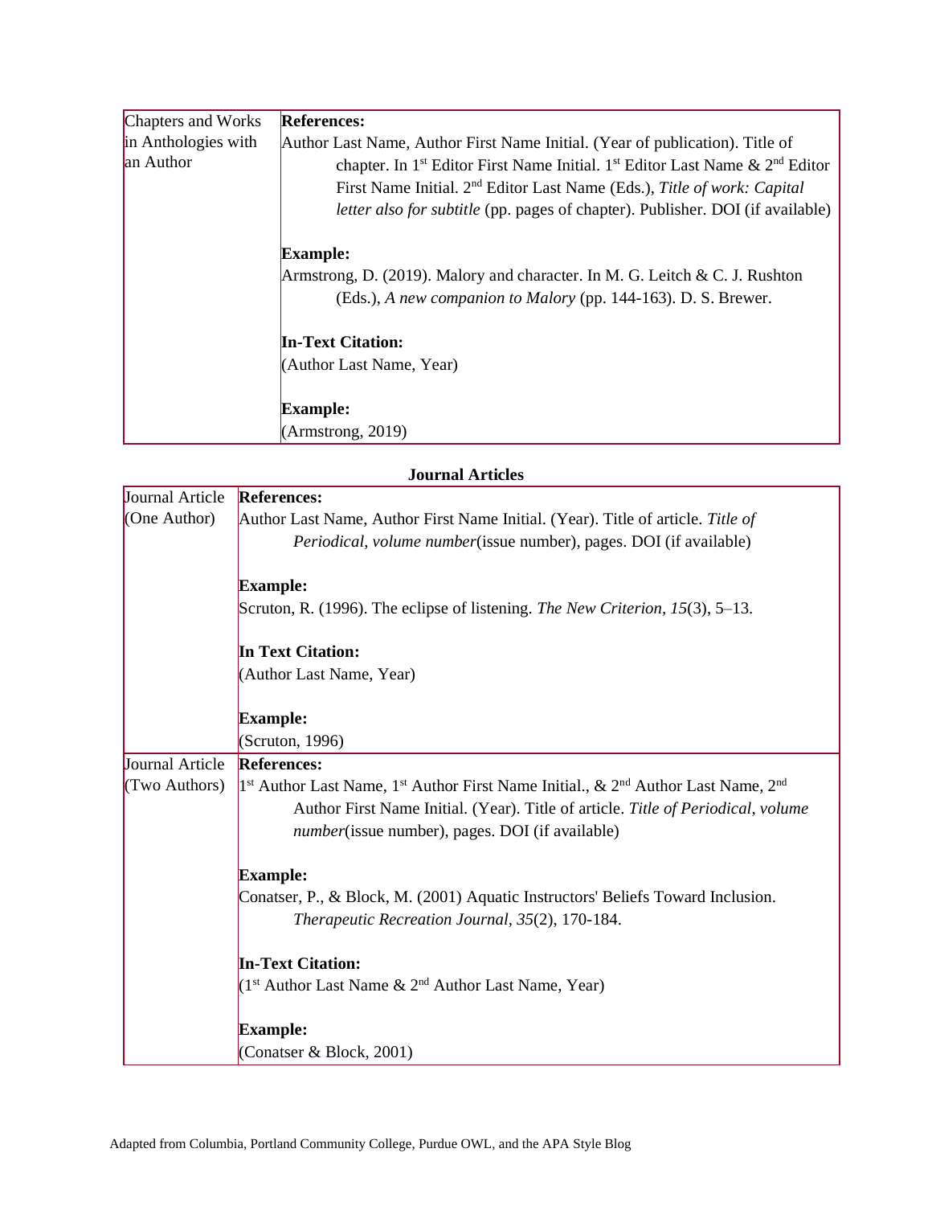| Chapters and Works in Anthologies with an Author | **References:**<br>Author Last Name, Author First Name Initial. (Year of publication). Title of chapter. In 1st Editor First Name Initial. 1st Editor Last Name & 2nd Editor First Name Initial. 2nd Editor Last Name (Eds.), *Title of work: Capital letter also for subtitle* (pp. pages of chapter). Publisher. DOI (if available)<br><br>**Example:**<br>Armstrong, D. (2019). Malory and character. In M. G. Leitch & C. J. Rushton (Eds.), *A new companion to Malory* (pp. 144-163). D. S. Brewer.<br><br>**In-Text Citation:**<br>(Author Last Name, Year)<br><br>**Example:**<br>(Armstrong, 2019) |
|---|---|

**Journal Articles**

| Journal Article (One Author) | **References:**<br>Author Last Name, Author First Name Initial. (Year). Title of article. *Title of Periodical*, *volume number*(issue number), pages. DOI (if available)<br><br>**Example:**<br>Scruton, R. (1996). The eclipse of listening. *The New Criterion*, *15*(3), 5–13.<br><br>**In Text Citation:**<br>(Author Last Name, Year)<br><br>**Example:**<br>(Scruton, 1996) |
|---|---|
| Journal Article (Two Authors) | **References:**<br>1st Author Last Name, 1st Author First Name Initial., & 2nd Author Last Name, 2nd Author First Name Initial. (Year). Title of article. *Title of Periodical*, *volume number*(issue number), pages. DOI (if available)<br><br>**Example:**<br>Conatser, P., & Block, M. (2001) Aquatic Instructors' Beliefs Toward Inclusion. *Therapeutic Recreation Journal*, *35*(2), 170-184.<br><br>**In-Text Citation:**<br>(1st Author Last Name & 2nd Author Last Name, Year)<br><br>**Example:**<br>(Conatser & Block, 2001) |

Adapted from Columbia, Portland Community College, Purdue OWL, and the APA Style Blog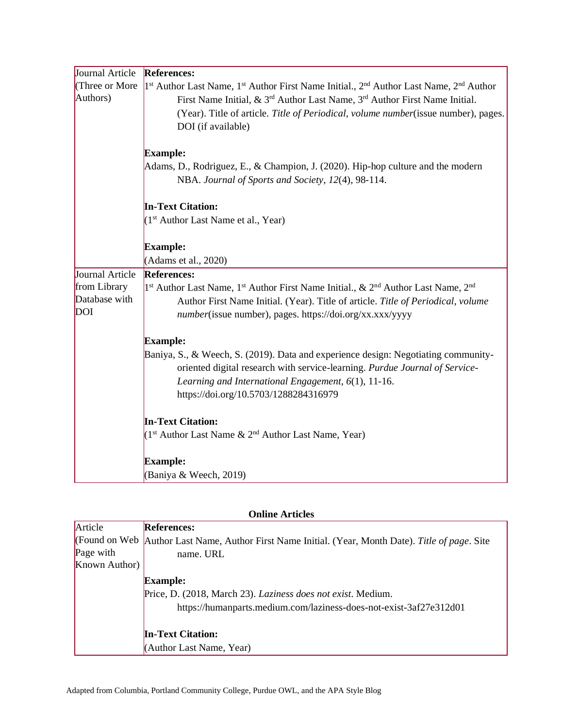| | |
|---|---|
| Journal Article (Three or More Authors) | **References:**<br>1st Author Last Name, 1st Author First Name Initial., 2nd Author Last Name, 2nd Author First Name Initial, & 3rd Author Last Name, 3rd Author First Name Initial. (Year). Title of article. *Title of Periodical*, *volume number*(issue number), pages. DOI (if available)<br><br>**Example:**<br>Adams, D., Rodriguez, E., & Champion, J. (2020). Hip-hop culture and the modern NBA. *Journal of Sports and Society*, *12*(4), 98-114.<br><br>**In-Text Citation:**<br>(1st Author Last Name et al., Year)<br><br>**Example:**<br>(Adams et al., 2020) |
| Journal Article from Library Database with DOI | **References:**<br>1st Author Last Name, 1st Author First Name Initial., & 2nd Author Last Name, 2nd Author First Name Initial. (Year). Title of article. *Title of Periodical*, *volume number*(issue number), pages. https://doi.org/xx.xxx/yyyy<br><br>**Example:**<br>Baniya, S., & Weech, S. (2019). Data and experience design: Negotiating community-oriented digital research with service-learning. *Purdue Journal of Service-Learning and International Engagement*, *6*(1), 11-16. https://doi.org/10.5703/1288284316979<br><br>**In-Text Citation:**<br>(1st Author Last Name & 2nd Author Last Name, Year)<br><br>**Example:**<br>(Baniya & Weech, 2019) |

**Online Articles**

| | |
|---|---|
| Article (Found on Web Page with Known Author) | **References:**<br>Author Last Name, Author First Name Initial. (Year, Month Date). *Title of page*. Site name. URL<br><br>**Example:**<br>Price, D. (2018, March 23). *Laziness does not exist*. Medium. https://humanparts.medium.com/laziness-does-not-exist-3af27e312d01<br><br>**In-Text Citation:**<br>(Author Last Name, Year) |

Adapted from Columbia, Portland Community College, Purdue OWL, and the APA Style Blog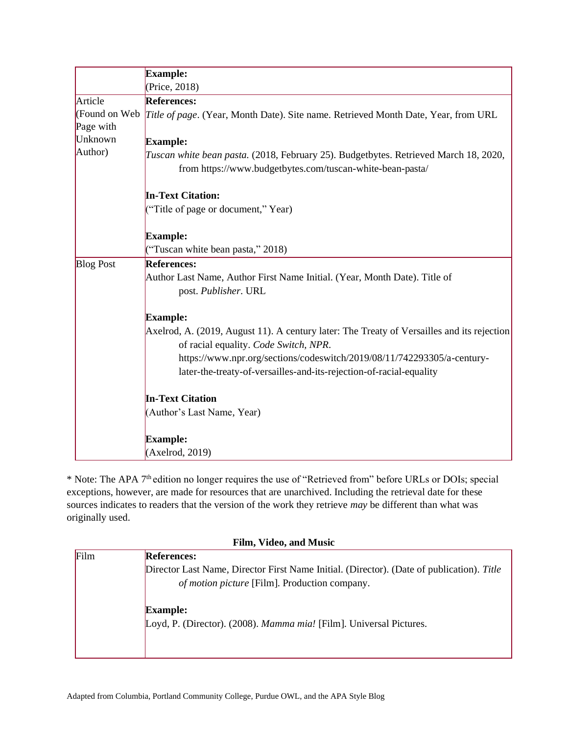| | |
|---|---|
| | **Example:**<br>(Price, 2018) |
| Article (Found on Web Page with Unknown Author) | **References:**<br>*Title of page*. (Year, Month Date). Site name. Retrieved Month Date, Year, from URL<br><br>**Example:**<br>*Tuscan white bean pasta.* (2018, February 25). Budgetbytes. Retrieved March 18, 2020, from https://www.budgetbytes.com/tuscan-white-bean-pasta/<br><br>**In-Text Citation:**<br>("Title of page or document," Year)<br><br>**Example:**<br>("Tuscan white bean pasta," 2018) |
| Blog Post | **References:**<br>Author Last Name, Author First Name Initial. (Year, Month Date). Title of post. *Publisher*. URL<br><br>**Example:**<br>Axelrod, A. (2019, August 11). A century later: The Treaty of Versailles and its rejection of racial equality. *Code Switch, NPR*. https://www.npr.org/sections/codeswitch/2019/08/11/742293305/a-century-later-the-treaty-of-versailles-and-its-rejection-of-racial-equality<br><br>**In-Text Citation**<br>(Author's Last Name, Year)<br><br>**Example:**<br>(Axelrod, 2019) |

* Note: The APA 7th edition no longer requires the use of "Retrieved from" before URLs or DOIs; special exceptions, however, are made for resources that are unarchived. Including the retrieval date for these sources indicates to readers that the version of the work they retrieve *may* be different than what was originally used.

**Film, Video, and Music**

| | |
|---|---|
| Film | **References:**<br>Director Last Name, Director First Name Initial. (Director). (Date of publication). *Title of motion picture* [Film]. Production company.<br><br>**Example:**<br>Loyd, P. (Director). (2008). *Mamma mia!* [Film]. Universal Pictures. |

Adapted from Columbia, Portland Community College, Purdue OWL, and the APA Style Blog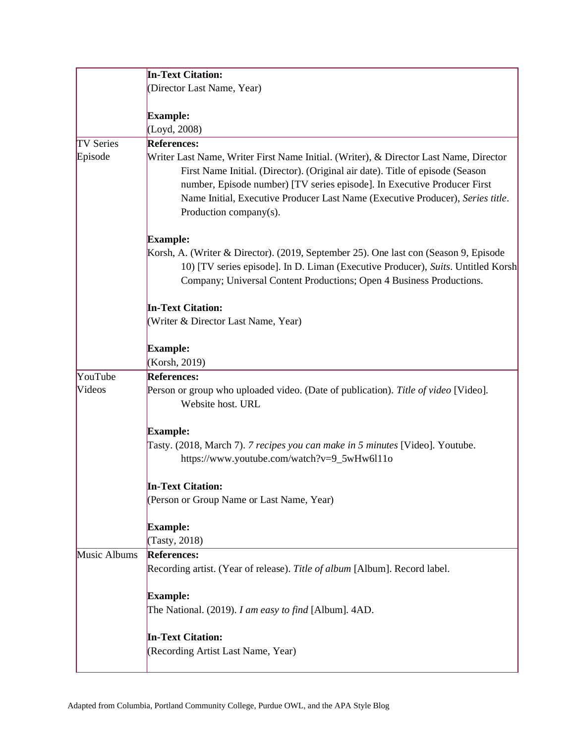| | |
|---|---|
| | **In-Text Citation:**<br>(Director Last Name, Year)<br><br>**Example:**<br>(Loyd, 2008) |
| TV Series Episode | **References:**<br>Writer Last Name, Writer First Name Initial. (Writer), & Director Last Name, Director First Name Initial. (Director). (Original air date). Title of episode (Season number, Episode number) [TV series episode]. In Executive Producer First Name Initial, Executive Producer Last Name (Executive Producer), *Series title*. Production company(s).<br><br>**Example:**<br>Korsh, A. (Writer & Director). (2019, September 25). One last con (Season 9, Episode 10) [TV series episode]. In D. Liman (Executive Producer), *Suits*. Untitled Korsh Company; Universal Content Productions; Open 4 Business Productions.<br><br>**In-Text Citation:**<br>(Writer & Director Last Name, Year)<br><br>**Example:**<br>(Korsh, 2019) |
| YouTube Videos | **References:**<br>Person or group who uploaded video. (Date of publication). *Title of video* [Video]. Website host. URL<br><br>**Example:**<br>Tasty. (2018, March 7). *7 recipes you can make in 5 minutes* [Video]. Youtube. https://www.youtube.com/watch?v=9_5wHw6l11o<br><br>**In-Text Citation:**<br>(Person or Group Name or Last Name, Year)<br><br>**Example:**<br>(Tasty, 2018) |
| Music Albums | **References:**<br>Recording artist. (Year of release). *Title of album* [Album]. Record label.<br><br>**Example:**<br>The National. (2019). *I am easy to find* [Album]. 4AD.<br><br>**In-Text Citation:**<br>(Recording Artist Last Name, Year) |

Adapted from Columbia, Portland Community College, Purdue OWL, and the APA Style Blog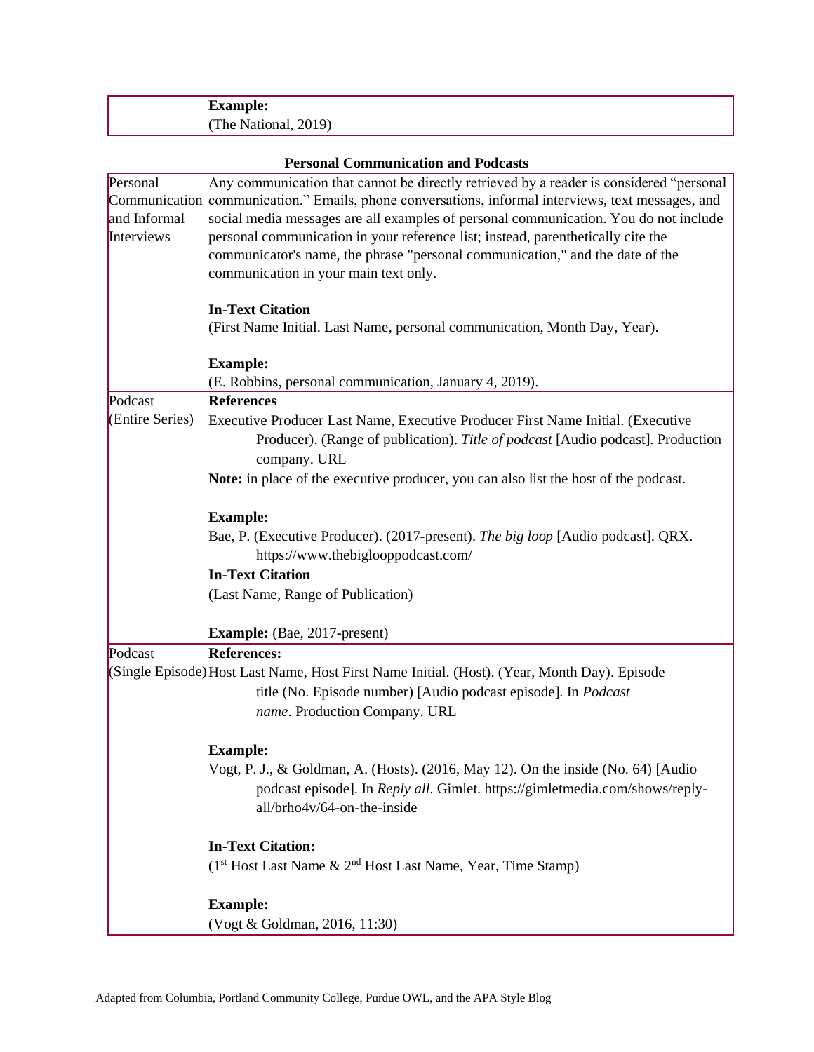| | |
|---|---|
| | **Example:**<br>(The National, 2019) |

**Personal Communication and Podcasts**

| | |
|---|---|
| Personal Communication and Informal Interviews | Any communication that cannot be directly retrieved by a reader is considered "personal communication." Emails, phone conversations, informal interviews, text messages, and social media messages are all examples of personal communication. You do not include personal communication in your reference list; instead, parenthetically cite the communicator's name, the phrase "personal communication," and the date of the communication in your main text only.<br><br>**In-Text Citation**<br>(First Name Initial. Last Name, personal communication, Month Day, Year).<br><br>**Example:**<br>(E. Robbins, personal communication, January 4, 2019). |
| Podcast (Entire Series) | **References**<br>Executive Producer Last Name, Executive Producer First Name Initial. (Executive Producer). (Range of publication). *Title of podcast* [Audio podcast]. Production company. URL<br>**Note:** in place of the executive producer, you can also list the host of the podcast.<br><br>**Example:**<br>Bae, P. (Executive Producer). (2017-present). *The big loop* [Audio podcast]. QRX. https://www.thebiglooppodcast.com/<br>**In-Text Citation**<br>(Last Name, Range of Publication)<br><br>**Example:** (Bae, 2017-present) |
| Podcast (Single Episode) | **References:**<br>Host Last Name, Host First Name Initial. (Host). (Year, Month Day). Episode title (No. Episode number) [Audio podcast episode]. In *Podcast name*. Production Company. URL<br><br>**Example:**<br>Vogt, P. J., & Goldman, A. (Hosts). (2016, May 12). On the inside (No. 64) [Audio podcast episode]. In *Reply all*. Gimlet. https://gimletmedia.com/shows/reply-all/brho4v/64-on-the-inside<br><br>**In-Text Citation:**<br>(1st Host Last Name & 2nd Host Last Name, Year, Time Stamp)<br><br>**Example:**<br>(Vogt & Goldman, 2016, 11:30) |

Adapted from Columbia, Portland Community College, Purdue OWL, and the APA Style Blog